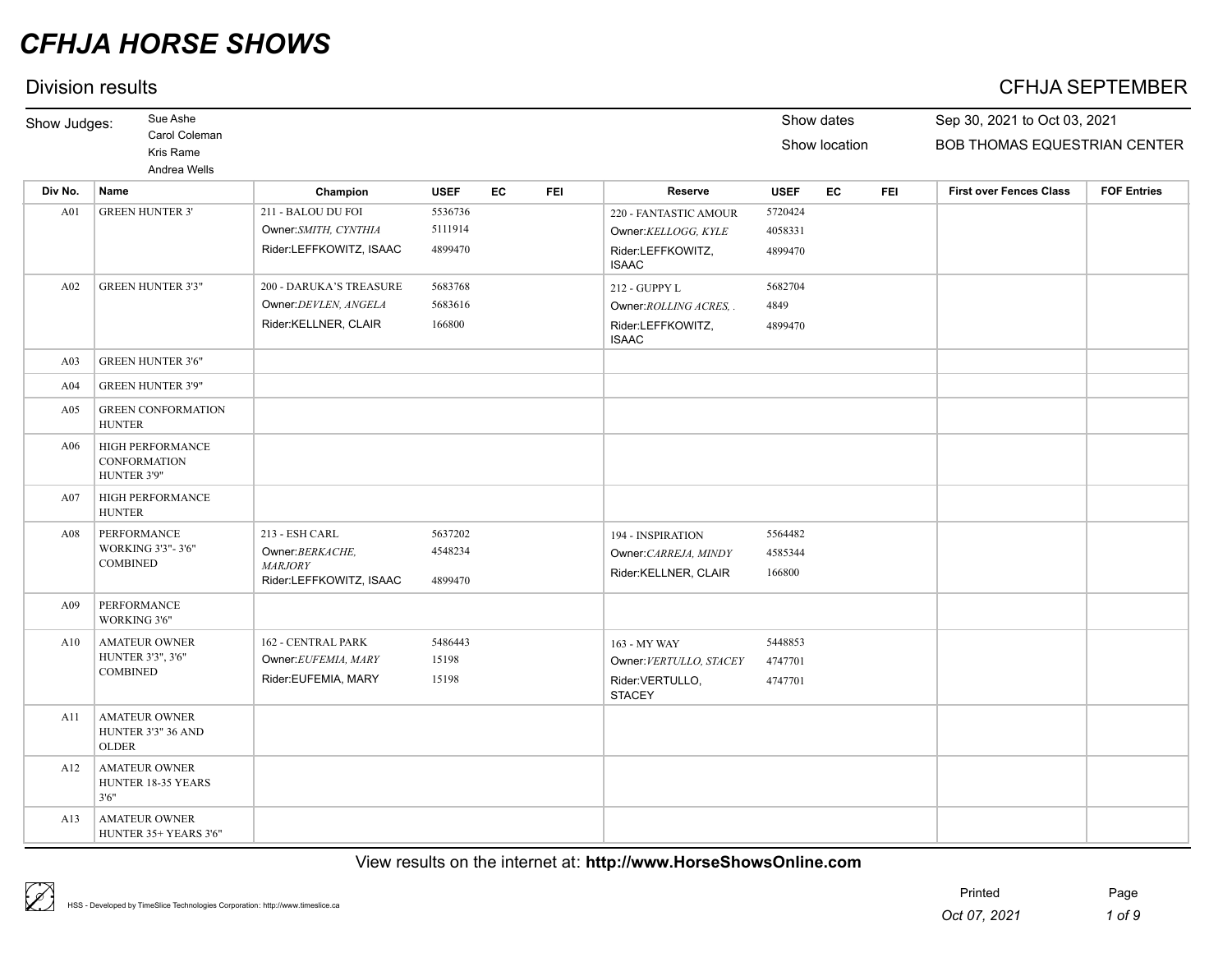# CFHJA HORSE SHOWS

## Division results

CFHJA SEPTEMBER

Show Judges: Sue Ashe, Carol Coleman, Kris Rame, Andrea Wells

Show dates: Sep 30, 2021 to Oct 03, 2021

Show location: BOB THOMAS EQUESTRIAN CENTER

| Div No. | Name | Champion | USEF | EC | FEI | Reserve | USEF | EC | FEI | First over Fences Class | FOF Entries |
|---|---|---|---|---|---|---|---|---|---|---|---|
| A01 | GREEN HUNTER 3' | 211 - BALOU DU FOI<br>Owner:*SMITH, CYNTHIA*<br>Rider:LEFFKOWITZ, ISAAC | 5536736<br>5111914<br>4899470 | | | 220 - FANTASTIC AMOUR<br>Owner:*KELLOGG, KYLE*<br>Rider:LEFFKOWITZ, ISAAC | 5720424<br>4058331<br>4899470 | | | | |
| A02 | GREEN HUNTER 3'3" | 200 - DARUKA'S TREASURE<br>Owner:*DEVLEN, ANGELA*<br>Rider:KELLNER, CLAIR | 5683768<br>5683616<br>166800 | | | 212 - GUPPY L<br>Owner:*ROLLING ACRES, .*<br>Rider:LEFFKOWITZ, ISAAC | 5682704<br>4849<br>4899470 | | | | |
| A03 | GREEN HUNTER 3'6" | | | | | | | | | | |
| A04 | GREEN HUNTER 3'9" | | | | | | | | | | |
| A05 | GREEN CONFORMATION HUNTER | | | | | | | | | | |
| A06 | HIGH PERFORMANCE CONFORMATION HUNTER 3'9" | | | | | | | | | | |
| A07 | HIGH PERFORMANCE HUNTER | | | | | | | | | | |
| A08 | PERFORMANCE WORKING 3'3"- 3'6" COMBINED | 213 - ESH CARL<br>Owner:*BERKACHE, MARJORY*<br>Rider:LEFFKOWITZ, ISAAC | 5637202<br>4548234<br>4899470 | | | 194 - INSPIRATION<br>Owner:*CARREJA, MINDY*<br>Rider:KELLNER, CLAIR | 5564482<br>4585344<br>166800 | | | | |
| A09 | PERFORMANCE WORKING 3'6" | | | | | | | | | | |
| A10 | AMATEUR OWNER HUNTER 3'3", 3'6" COMBINED | 162 - CENTRAL PARK<br>Owner:*EUFEMIA, MARY*<br>Rider:EUFEMIA, MARY | 5486443<br>15198<br>15198 | | | 163 - MY WAY<br>Owner:*VERTULLO, STACEY*<br>Rider:VERTULLO, STACEY | 5448853<br>4747701<br>4747701 | | | | |
| A11 | AMATEUR OWNER HUNTER 3'3" 36 AND OLDER | | | | | | | | | | |
| A12 | AMATEUR OWNER HUNTER 18-35 YEARS 3'6" | | | | | | | | | | |
| A13 | AMATEUR OWNER HUNTER 35+ YEARS 3'6" | | | | | | | | | | |

View results on the internet at: **http://www.HorseShowsOnline.com**

HSS - Developed by TimeSlice Technologies Corporation: http://www.timeslice.ca

Printed Oct 07, 2021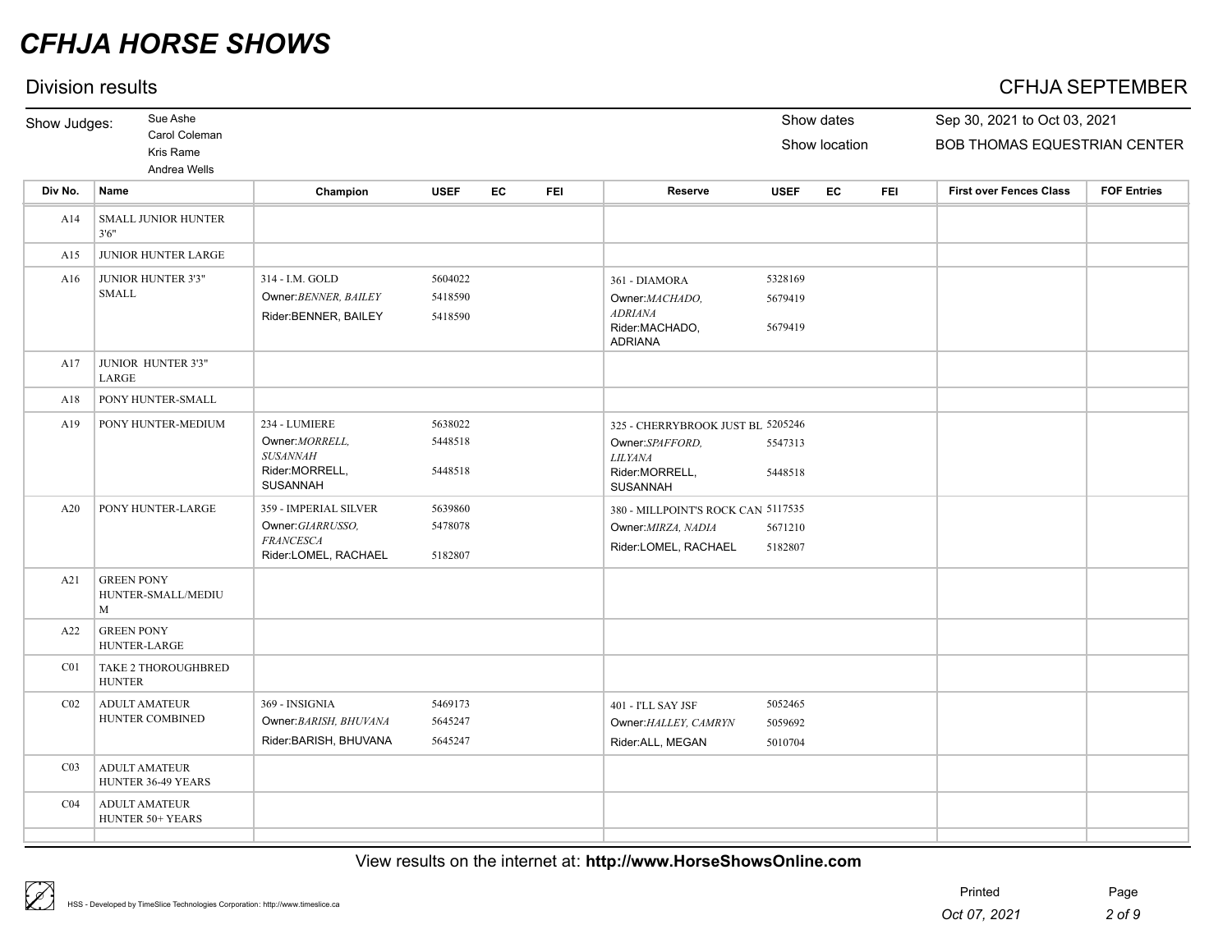# CFHJA HORSE SHOWS

## Division results

CFHJA SEPTEMBER

Show Judges: Sue Ashe, Carol Coleman, Kris Rame, Andrea Wells

Show dates: Sep 30, 2021 to Oct 03, 2021

Show location: BOB THOMAS EQUESTRIAN CENTER

| Div No. | Name | Champion | USEF | EC | FEI | Reserve | USEF | EC | FEI | First over Fences Class | FOF Entries |
|---|---|---|---|---|---|---|---|---|---|---|---|
| A14 | SMALL JUNIOR HUNTER 3'6" | | | | | | | | | | |
| A15 | JUNIOR HUNTER LARGE | | | | | | | | | | |
| A16 | JUNIOR HUNTER 3'3" SMALL | 314 - I.M. GOLD<br>Owner:*BENNER, BAILEY*<br>Rider:BENNER, BAILEY | 5604022<br>5418590<br>5418590 | | | 361 - DIAMORA<br>Owner:*MACHADO, ADRIANA*<br>Rider:MACHADO, ADRIANA | 5328169<br>5679419<br>5679419 | | | | |
| A17 | JUNIOR HUNTER 3'3" LARGE | | | | | | | | | | |
| A18 | PONY HUNTER-SMALL | | | | | | | | | | |
| A19 | PONY HUNTER-MEDIUM | 234 - LUMIERE<br>Owner:*MORRELL, SUSANNAH*<br>Rider:MORRELL, SUSANNAH | 5638022<br>5448518<br>5448518 | | | 325 - CHERRYBROOK JUST BL<br>Owner:*SPAFFORD, LILYANA*<br>Rider:MORRELL, SUSANNAH | 5205246<br>5547313<br>5448518 | | | | |
| A20 | PONY HUNTER-LARGE | 359 - IMPERIAL SILVER<br>Owner:*GIARRUSSO, FRANCESCA*<br>Rider:LOMEL, RACHAEL | 5639860<br>5478078<br>5182807 | | | 380 - MILLPOINT'S ROCK CAN<br>Owner:*MIRZA, NADIA*<br>Rider:LOMEL, RACHAEL | 5117535<br>5671210<br>5182807 | | | | |
| A21 | GREEN PONY HUNTER-SMALL/MEDIUM | | | | | | | | | | |
| A22 | GREEN PONY HUNTER-LARGE | | | | | | | | | | |
| C01 | TAKE 2 THOROUGHBRED HUNTER | | | | | | | | | | |
| C02 | ADULT AMATEUR HUNTER COMBINED | 369 - INSIGNIA<br>Owner:*BARISH, BHUVANA*<br>Rider:BARISH, BHUVANA | 5469173<br>5645247<br>5645247 | | | 401 - I'LL SAY JSF<br>Owner:*HALLEY, CAMRYN*<br>Rider:ALL, MEGAN | 5052465<br>5059692<br>5010704 | | | | |
| C03 | ADULT AMATEUR HUNTER 36-49 YEARS | | | | | | | | | | |
| C04 | ADULT AMATEUR HUNTER 50+ YEARS | | | | | | | | | | |

View results on the internet at: **http://www.HorseShowsOnline.com**

HSS - Developed by TimeSlice Technologies Corporation: http://www.timeslice.ca

Printed *Oct 07, 2021*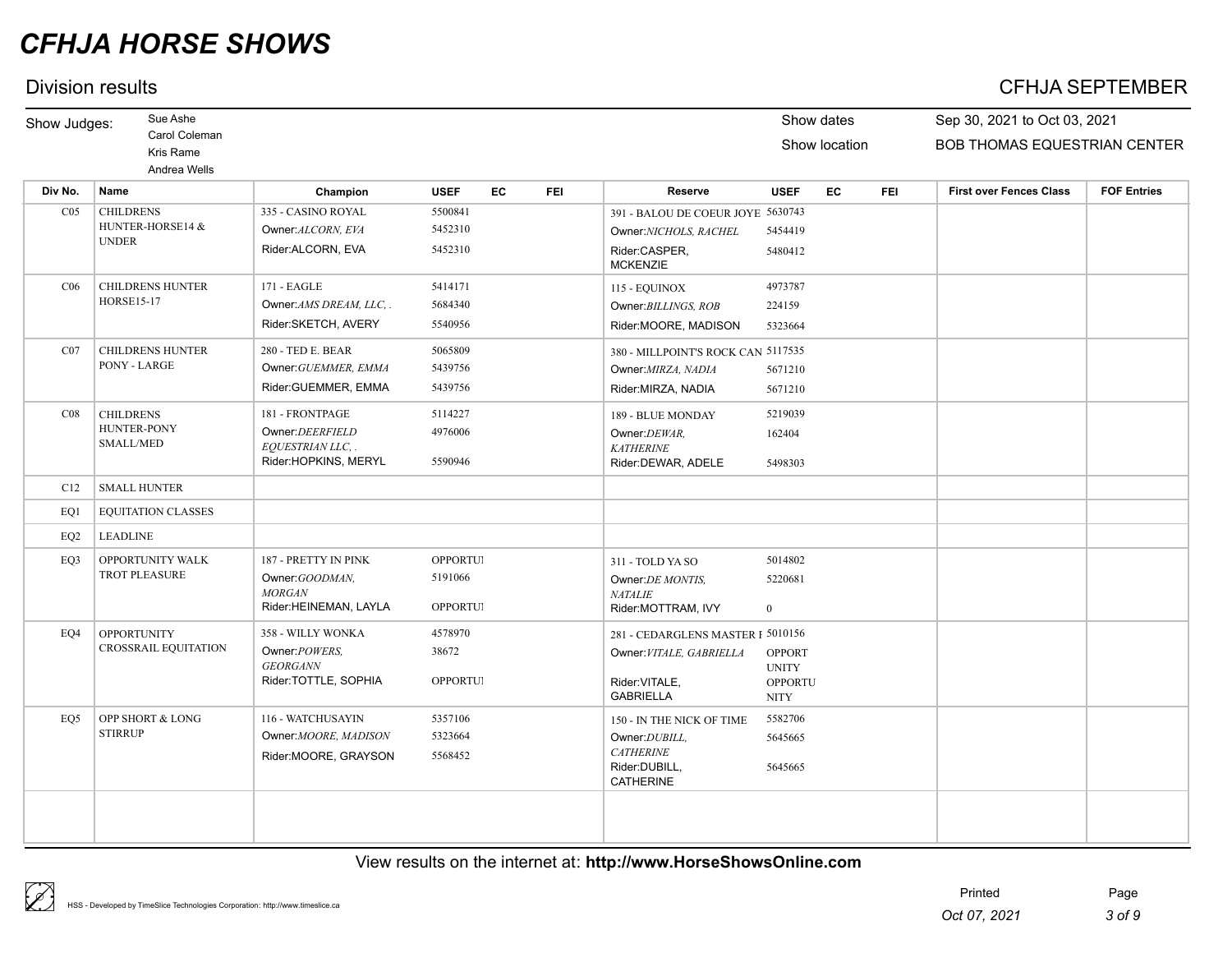# CFHJA HORSE SHOWS

## Division results

**CFHJA SEPTEMBER**

Show Judges: Sue Ashe, Carol Coleman, Kris Rame, Andrea Wells

Show dates: Sep 30, 2021 to Oct 03, 2021

Show location: BOB THOMAS EQUESTRIAN CENTER

| Div No. | Name | Champion | USEF | EC | FEI | Reserve | USEF | EC | FEI | First over Fences Class | FOF Entries |
|---|---|---|---|---|---|---|---|---|---|---|---|
| C05 | CHILDRENS HUNTER-HORSE14 & UNDER | 335 - CASINO ROYAL<br>Owner:*ALCORN, EVA*<br>Rider:ALCORN, EVA | 5500841<br>5452310<br>5452310 | | | 391 - BALOU DE COEUR JOYE<br>Owner:*NICHOLS, RACHEL*<br>Rider:CASPER, MCKENZIE | 5630743<br>5454419<br>5480412 | | | | |
| C06 | CHILDRENS HUNTER HORSE15-17 | 171 - EAGLE<br>Owner:*AMS DREAM, LLC, .*<br>Rider:SKETCH, AVERY | 5414171<br>5684340<br>5540956 | | | 115 - EQUINOX<br>Owner:*BILLINGS, ROB*<br>Rider:MOORE, MADISON | 4973787<br>224159<br>5323664 | | | | |
| C07 | CHILDRENS HUNTER PONY - LARGE | 280 - TED E. BEAR<br>Owner:*GUEMMER, EMMA*<br>Rider:GUEMMER, EMMA | 5065809<br>5439756<br>5439756 | | | 380 - MILLPOINT'S ROCK CAN<br>Owner:*MIRZA, NADIA*<br>Rider:MIRZA, NADIA | 5117535<br>5671210<br>5671210 | | | | |
| C08 | CHILDRENS HUNTER-PONY SMALL/MED | 181 - FRONTPAGE<br>Owner:*DEERFIELD EQUESTRIAN LLC, .*<br>Rider:HOPKINS, MERYL | 5114227<br>4976006<br>5590946 | | | 189 - BLUE MONDAY<br>Owner:*DEWAR, KATHERINE*<br>Rider:DEWAR, ADELE | 5219039<br>162404<br>5498303 | | | | |
| C12 | SMALL HUNTER | | | | | | | | | | |
| EQ1 | EQUITATION CLASSES | | | | | | | | | | |
| EQ2 | LEADLINE | | | | | | | | | | |
| EQ3 | OPPORTUNITY WALK TROT PLEASURE | 187 - PRETTY IN PINK<br>Owner:*GOODMAN, MORGAN*<br>Rider:HEINEMAN, LAYLA | OPPORTUI<br>5191066<br>OPPORTUI | | | 311 - TOLD YA SO<br>Owner:*DE MONTIS, NATALIE*<br>Rider:MOTTRAM, IVY | 5014802<br>5220681<br>0 | | | | |
| EQ4 | OPPORTUNITY CROSSRAIL EQUITATION | 358 - WILLY WONKA<br>Owner:*POWERS, GEORGANN*<br>Rider:TOTTLE, SOPHIA | 4578970<br>38672<br>OPPORTUI | | | 281 - CEDARGLENS MASTER I<br>Owner:*VITALE, GABRIELLA*<br>Rider:VITALE, GABRIELLA | 5010156<br>OPPORTUNITY<br>OPPORTUNITY | | | | |
| EQ5 | OPP SHORT & LONG STIRRUP | 116 - WATCHUSAYIN<br>Owner:*MOORE, MADISON*<br>Rider:MOORE, GRAYSON | 5357106<br>5323664<br>5568452 | | | 150 - IN THE NICK OF TIME<br>Owner:*DUBILL, CATHERINE*<br>Rider:DUBILL, CATHERINE | 5582706<br>5645665<br>5645665 | | | | |

View results on the internet at: **http://www.HorseShowsOnline.com**

HSS - Developed by TimeSlice Technologies Corporation: http://www.timeslice.ca

Printed: Oct 07, 2021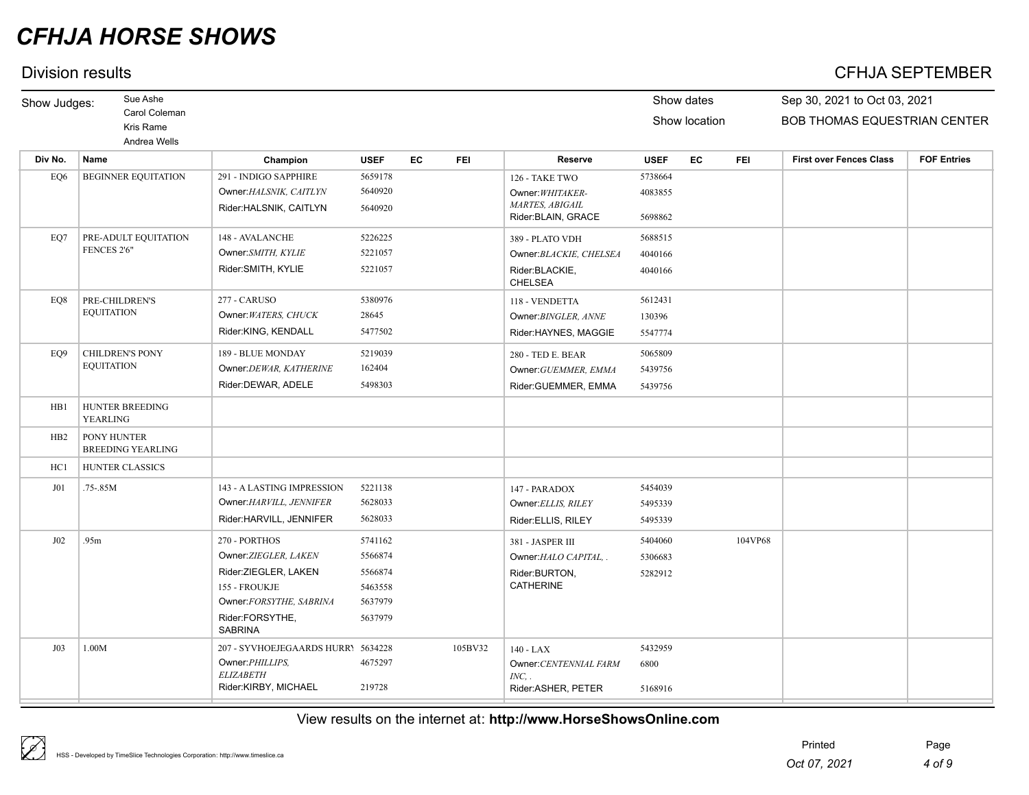# CFHJA HORSE SHOWS

## Division results

**CFHJA SEPTEMBER**

Show Judges: Sue Ashe, Carol Coleman, Kris Rame, Andrea Wells

Show dates: Sep 30, 2021 to Oct 03, 2021

Show location: BOB THOMAS EQUESTRIAN CENTER

| Div No. | Name | Champion | USEF | EC | FEI | Reserve | USEF | EC | FEI | First over Fences Class | FOF Entries |
|---|---|---|---|---|---|---|---|---|---|---|---|
| EQ6 | BEGINNER EQUITATION | 291 - INDIGO SAPPHIRE<br>Owner:*HALSNIK, CAITLYN*<br>Rider:HALSNIK, CAITLYN | 5659178<br>5640920<br>5640920 | | | 126 - TAKE TWO<br>Owner:*WHITAKER-MARTES, ABIGAIL*<br>Rider:BLAIN, GRACE | 5738664<br>4083855<br>5698862 | | | | |
| EQ7 | PRE-ADULT EQUITATION FENCES 2'6" | 148 - AVALANCHE<br>Owner:*SMITH, KYLIE*<br>Rider:SMITH, KYLIE | 5226225<br>5221057<br>5221057 | | | 389 - PLATO VDH<br>Owner:*BLACKIE, CHELSEA*<br>Rider:BLACKIE, CHELSEA | 5688515<br>4040166<br>4040166 | | | | |
| EQ8 | PRE-CHILDREN'S EQUITATION | 277 - CARUSO<br>Owner:*WATERS, CHUCK*<br>Rider:KING, KENDALL | 5380976<br>28645<br>5477502 | | | 118 - VENDETTA<br>Owner:*BINGLER, ANNE*<br>Rider:HAYNES, MAGGIE | 5612431<br>130396<br>5547774 | | | | |
| EQ9 | CHILDREN'S PONY EQUITATION | 189 - BLUE MONDAY<br>Owner:*DEWAR, KATHERINE*<br>Rider:DEWAR, ADELE | 5219039<br>162404<br>5498303 | | | 280 - TED E. BEAR<br>Owner:*GUEMMER, EMMA*<br>Rider:GUEMMER, EMMA | 5065809<br>5439756<br>5439756 | | | | |
| HB1 | HUNTER BREEDING YEARLING | | | | | | | | | | |
| HB2 | PONY HUNTER BREEDING YEARLING | | | | | | | | | | |
| HC1 | HUNTER CLASSICS | | | | | | | | | | |
| J01 | .75-.85M | 143 - A LASTING IMPRESSION<br>Owner:*HARVILL, JENNIFER*<br>Rider:HARVILL, JENNIFER | 5221138<br>5628033<br>5628033 | | | 147 - PARADOX<br>Owner:*ELLIS, RILEY*<br>Rider:ELLIS, RILEY | 5454039<br>5495339<br>5495339 | | | | |
| J02 | .95m | 270 - PORTHOS<br>Owner:*ZIEGLER, LAKEN*<br>Rider:ZIEGLER, LAKEN<br>155 - FROUKJE<br>Owner:*FORSYTHE, SABRINA*<br>Rider:FORSYTHE, SABRINA | 5741162<br>5566874<br>5566874<br>5463558<br>5637979<br>5637979 | | | 381 - JASPER III<br>Owner:*HALO CAPITAL, .*<br>Rider:BURTON, CATHERINE | 5404060<br>5306683<br>5282912 | | 104VP68 | | |
| J03 | 1.00M | 207 - SYVHOEJEGAARDS HURRY<br>Owner:*PHILLIPS, ELIZABETH*<br>Rider:KIRBY, MICHAEL | 5634228<br>4675297<br>219728 | | 105BV32 | 140 - LAX<br>Owner:*CENTENNIAL FARM INC, .*<br>Rider:ASHER, PETER | 5432959<br>6800<br>5168916 | | | | |

View results on the internet at: **http://www.HorseShowsOnline.com**

Printed Oct 07, 2021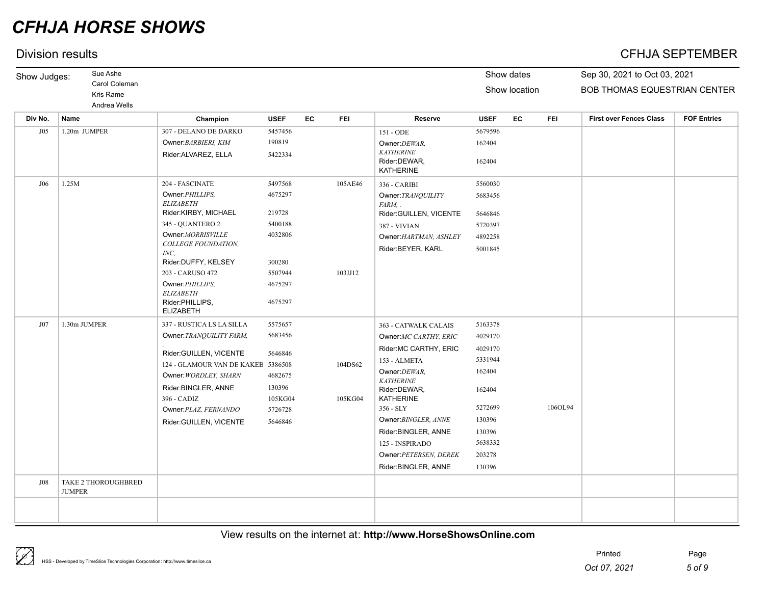# CFHJA HORSE SHOWS

## Division results

CFHJA SEPTEMBER

Show Judges: Sue Ashe, Carol Coleman, Kris Rame, Andrea Wells

Show dates: Sep 30, 2021 to Oct 03, 2021

Show location: BOB THOMAS EQUESTRIAN CENTER

| Div No. | Name | Champion | USEF | EC | FEI | Reserve | USEF | EC | FEI | First over Fences Class | FOF Entries |
|---|---|---|---|---|---|---|---|---|---|---|---|
| J05 | 1.20m JUMPER | 307 - DELANO DE DARKO | 5457456 | | | 151 - ODE | 5679596 | | | | |
| | | Owner:*BARBIERI, KIM* | 190819 | | | Owner:*DEWAR, KATHERINE* | 162404 | | | | |
| | | Rider:ALVAREZ, ELLA | 5422334 | | | Rider:DEWAR, KATHERINE | 162404 | | | | |
| J06 | 1.25M | 204 - FASCINATE | 5497568 | | 105AE46 | 336 - CARIBI | 5560030 | | | | |
| | | Owner:*PHILLIPS, ELIZABETH* | 4675297 | | | Owner:*TRANQUILITY FARM, .* | 5683456 | | | | |
| | | Rider:KIRBY, MICHAEL | 219728 | | | Rider:GUILLEN, VICENTE | 5646846 | | | | |
| | | 345 - QUANTERO 2 | 5400188 | | | 387 - VIVIAN | 5720397 | | | | |
| | | Owner:*MORRISVILLE COLLEGE FOUNDATION, INC, .* | 4032806 | | | Owner:*HARTMAN, ASHLEY* | 4892258 | | | | |
| | | Rider:DUFFY, KELSEY | 300280 | | | Rider:BEYER, KARL | 5001845 | | | | |
| | | 203 - CARUSO 472 | 5507944 | | 103JJ12 | | | | | | |
| | | Owner:*PHILLIPS, ELIZABETH* | 4675297 | | | | | | | | |
| | | Rider:PHILLIPS, ELIZABETH | 4675297 | | | | | | | | |
| J07 | 1.30m JUMPER | 337 - RUSTICA LS LA SILLA | 5575657 | | | 363 - CATWALK CALAIS | 5163378 | | | | |
| | | Owner:*TRANQUILITY FARM, .* | 5683456 | | | Owner:*MC CARTHY, ERIC* | 4029170 | | | | |
| | | Rider:GUILLEN, VICENTE | 5646846 | | | Rider:MC CARTHY, ERIC | 4029170 | | | | |
| | | 124 - GLAMOUR VAN DE KAKEB | 5386508 | | 104DS62 | 153 - ALMETA | 5331944 | | | | |
| | | Owner:*WORDLEY, SHARN* | 4682675 | | | Owner:*DEWAR, KATHERINE* | 162404 | | | | |
| | | Rider:BINGLER, ANNE | 130396 | | | Rider:DEWAR, KATHERINE | 162404 | | | | |
| | | 396 - CADIZ | 105KG04 | | 105KG04 | 356 - SLY | 5272699 | | 106OL94 | | |
| | | Owner:*PLAZ, FERNANDO* | 5726728 | | | Owner:*BINGLER, ANNE* | 130396 | | | | |
| | | Rider:GUILLEN, VICENTE | 5646846 | | | Rider:BINGLER, ANNE | 130396 | | | | |
| | | | | | | 125 - INSPIRADO | 5638332 | | | | |
| | | | | | | Owner:*PETERSEN, DEREK* | 203278 | | | | |
| | | | | | | Rider:BINGLER, ANNE | 130396 | | | | |
| J08 | TAKE 2 THOROUGHBRED JUMPER | | | | | | | | | | |

View results on the internet at: **http://www.HorseShowsOnline.com**

HSS - Developed by TimeSlice Technologies Corporation: http://www.timeslice.ca

Printed *Oct 07, 2021*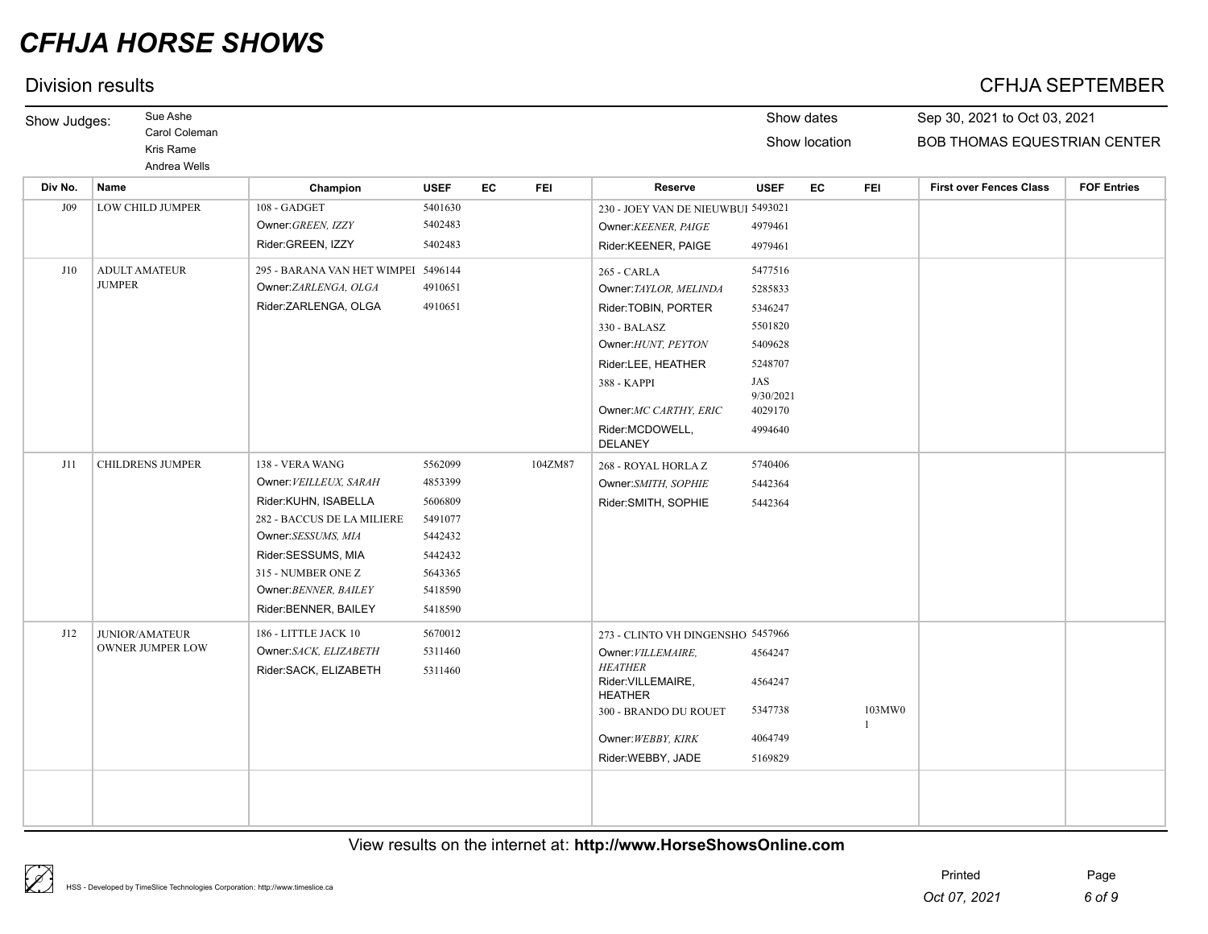# CFHJA HORSE SHOWS

## Division results

CFHJA SEPTEMBER

Show Judges: Sue Ashe, Carol Coleman, Kris Rame, Andrea Wells

Show dates: Sep 30, 2021 to Oct 03, 2021

Show location: BOB THOMAS EQUESTRIAN CENTER

| Div No. | Name | Champion | USEF | EC | FEI | Reserve | USEF | EC | FEI | First over Fences Class | FOF Entries |
|---|---|---|---|---|---|---|---|---|---|---|---|
| J09 | LOW CHILD JUMPER | 108 - GADGET | 5401630 | | | 230 - JOEY VAN DE NIEUWBUI | 5493021 | | | | |
| | | Owner:*GREEN, IZZY* | 5402483 | | | Owner:*KEENER, PAIGE* | 4979461 | | | | |
| | | Rider:GREEN, IZZY | 5402483 | | | Rider:KEENER, PAIGE | 4979461 | | | | |
| J10 | ADULT AMATEUR JUMPER | 295 - BARANA VAN HET WIMPEI | 5496144 | | | 265 - CARLA | 5477516 | | | | |
| | | Owner:*ZARLENGA, OLGA* | 4910651 | | | Owner:*TAYLOR, MELINDA* | 5285833 | | | | |
| | | Rider:ZARLENGA, OLGA | 4910651 | | | Rider:TOBIN, PORTER | 5346247 | | | | |
| | | | | | | 330 - BALASZ | 5501820 | | | | |
| | | | | | | Owner:*HUNT, PEYTON* | 5409628 | | | | |
| | | | | | | Rider:LEE, HEATHER | 5248707 | | | | |
| | | | | | | 388 - KAPPI | JAS 9/30/2021 | | | | |
| | | | | | | Owner:*MC CARTHY, ERIC* | 4029170 | | | | |
| | | | | | | Rider:MCDOWELL, DELANEY | 4994640 | | | | |
| J11 | CHILDRENS JUMPER | 138 - VERA WANG | 5562099 | | 104ZM87 | 268 - ROYAL HORLA Z | 5740406 | | | | |
| | | Owner:*VEILLEUX, SARAH* | 4853399 | | | Owner:*SMITH, SOPHIE* | 5442364 | | | | |
| | | Rider:KUHN, ISABELLA | 5606809 | | | Rider:SMITH, SOPHIE | 5442364 | | | | |
| | | 282 - BACCUS DE LA MILIERE | 5491077 | | | | | | | | |
| | | Owner:*SESSUMS, MIA* | 5442432 | | | | | | | | |
| | | Rider:SESSUMS, MIA | 5442432 | | | | | | | | |
| | | 315 - NUMBER ONE Z | 5643365 | | | | | | | | |
| | | Owner:*BENNER, BAILEY* | 5418590 | | | | | | | | |
| | | Rider:BENNER, BAILEY | 5418590 | | | | | | | | |
| J12 | JUNIOR/AMATEUR OWNER JUMPER LOW | 186 - LITTLE JACK 10 | 5670012 | | | 273 - CLINTO VH DINGENSHO | 5457966 | | | | |
| | | Owner:*SACK, ELIZABETH* | 5311460 | | | Owner:*VILLEMAIRE, HEATHER* | 4564247 | | | | |
| | | Rider:SACK, ELIZABETH | 5311460 | | | Rider:VILLEMAIRE, HEATHER | 4564247 | | | | |
| | | | | | | 300 - BRANDO DU ROUET | 5347738 | | 103MW01 | | |
| | | | | | | Owner:*WEBBY, KIRK* | 4064749 | | | | |
| | | | | | | Rider:WEBBY, JADE | 5169829 | | | | |

View results on the internet at: **http://www.HorseShowsOnline.com**

HSS - Developed by TimeSlice Technologies Corporation: http://www.timeslice.ca

Printed Oct 07, 2021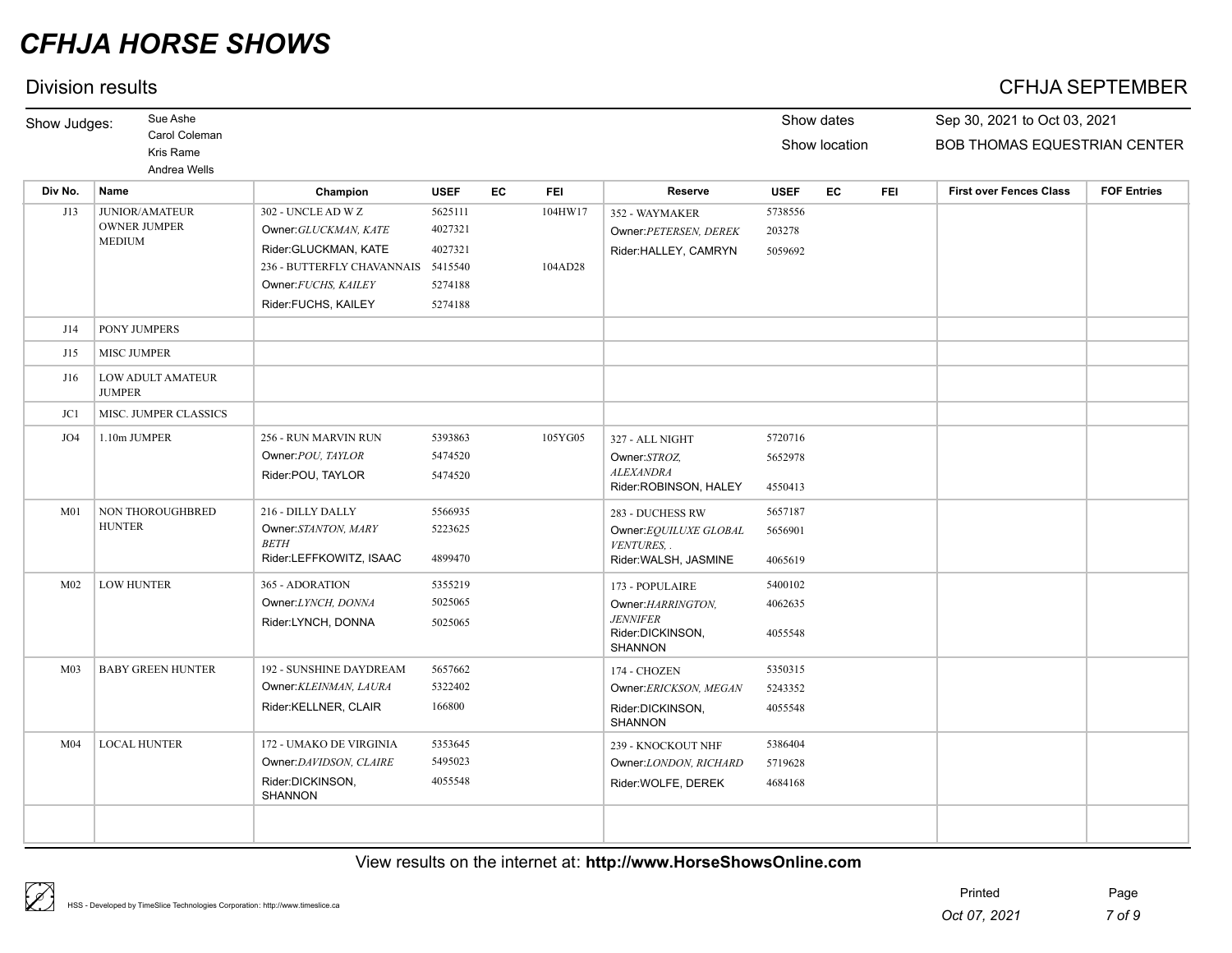# CFHJA HORSE SHOWS

## Division results

**CFHJA SEPTEMBER**

Show Judges: Sue Ashe, Carol Coleman, Kris Rame, Andrea Wells

Show dates: Sep 30, 2021 to Oct 03, 2021

Show location: BOB THOMAS EQUESTRIAN CENTER

| Div No. | Name | Champion | USEF | EC | FEI | Reserve | USEF | EC | FEI | First over Fences Class | FOF Entries |
|---|---|---|---|---|---|---|---|---|---|---|---|
| J13 | JUNIOR/AMATEUR OWNER JUMPER MEDIUM | 302 - UNCLE AD W Z<br>Owner:*GLUCKMAN, KATE*<br>Rider:GLUCKMAN, KATE<br>236 - BUTTERFLY CHAVANNAIS<br>Owner:*FUCHS, KAILEY*<br>Rider:FUCHS, KAILEY | 5625111<br>4027321<br>4027321<br>5415540<br>5274188<br>5274188 | | 104HW17<br><br><br>104AD28 | 352 - WAYMAKER<br>Owner:*PETERSEN, DEREK*<br>Rider:HALLEY, CAMRYN | 5738556<br>203278<br>5059692 | | | | |
| J14 | PONY JUMPERS | | | | | | | | | | |
| J15 | MISC JUMPER | | | | | | | | | | |
| J16 | LOW ADULT AMATEUR JUMPER | | | | | | | | | | |
| JC1 | MISC. JUMPER CLASSICS | | | | | | | | | | |
| JO4 | 1.10m JUMPER | 256 - RUN MARVIN RUN<br>Owner:*POU, TAYLOR*<br>Rider:POU, TAYLOR | 5393863<br>5474520<br>5474520 | | 105YG05 | 327 - ALL NIGHT<br>Owner:*STROZ, ALEXANDRA*<br>Rider:ROBINSON, HALEY | 5720716<br>5652978<br>4550413 | | | | |
| M01 | NON THOROUGHBRED HUNTER | 216 - DILLY DALLY<br>Owner:*STANTON, MARY BETH*<br>Rider:LEFFKOWITZ, ISAAC | 5566935<br>5223625<br>4899470 | | | 283 - DUCHESS RW<br>Owner:*EQUILUXE GLOBAL VENTURES, .*<br>Rider:WALSH, JASMINE | 5657187<br>5656901<br>4065619 | | | | |
| M02 | LOW HUNTER | 365 - ADORATION<br>Owner:*LYNCH, DONNA*<br>Rider:LYNCH, DONNA | 5355219<br>5025065<br>5025065 | | | 173 - POPULAIRE<br>Owner:*HARRINGTON, JENNIFER*<br>Rider:DICKINSON, SHANNON | 5400102<br>4062635<br>4055548 | | | | |
| M03 | BABY GREEN HUNTER | 192 - SUNSHINE DAYDREAM<br>Owner:*KLEINMAN, LAURA*<br>Rider:KELLNER, CLAIR | 5657662<br>5322402<br>166800 | | | 174 - CHOZEN<br>Owner:*ERICKSON, MEGAN*<br>Rider:DICKINSON, SHANNON | 5350315<br>5243352<br>4055548 | | | | |
| M04 | LOCAL HUNTER | 172 - UMAKO DE VIRGINIA<br>Owner:*DAVIDSON, CLAIRE*<br>Rider:DICKINSON, SHANNON | 5353645<br>5495023<br>4055548 | | | 239 - KNOCKOUT NHF<br>Owner:*LONDON, RICHARD*<br>Rider:WOLFE, DEREK | 5386404<br>5719628<br>4684168 | | | | |

View results on the internet at: **http://www.HorseShowsOnline.com**

HSS - Developed by TimeSlice Technologies Corporation: http://www.timeslice.ca

Printed Oct 07, 2021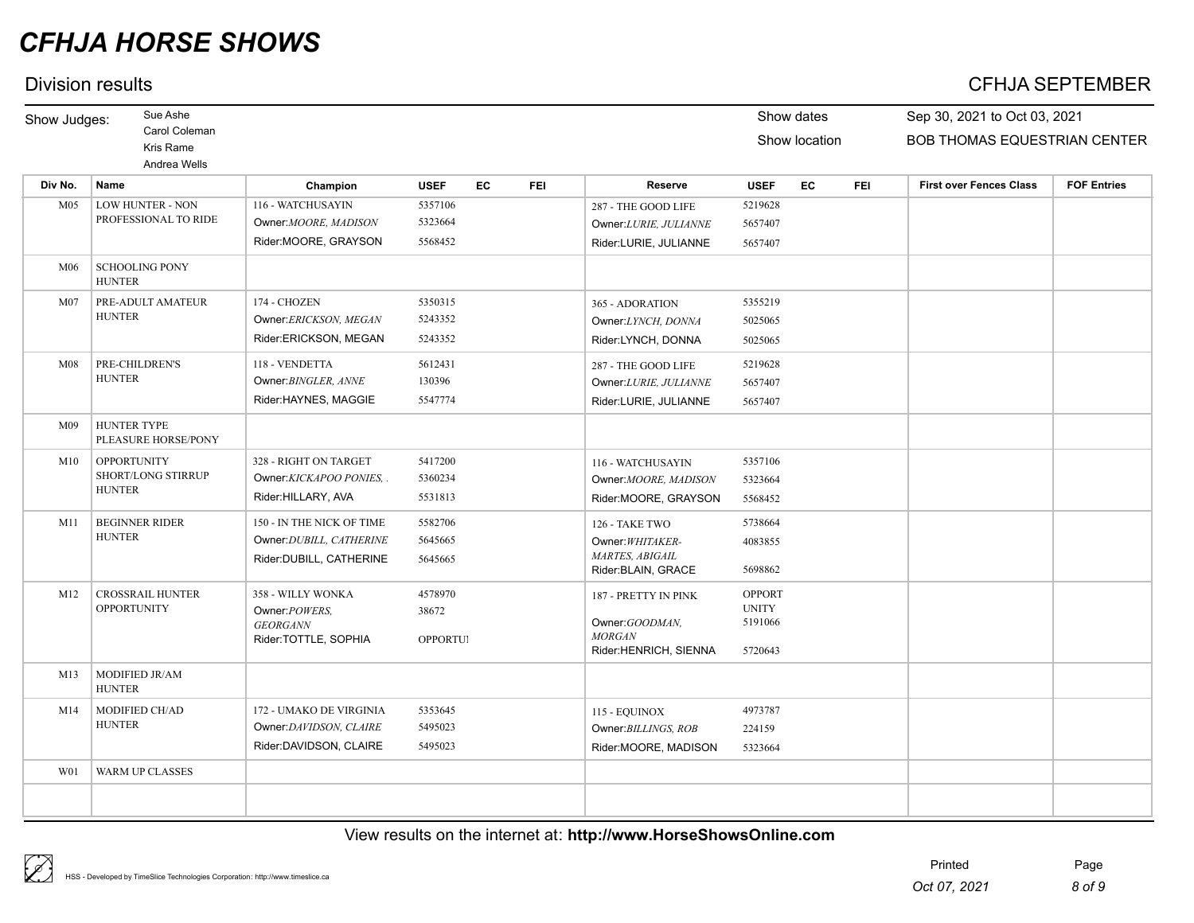# CFHJA HORSE SHOWS

## Division results

**CFHJA SEPTEMBER**

Show Judges: Sue Ashe, Carol Coleman, Kris Rame, Andrea Wells

Show dates: Sep 30, 2021 to Oct 03, 2021

Show location: BOB THOMAS EQUESTRIAN CENTER

| Div No. | Name | Champion | USEF | EC | FEI | Reserve | USEF | EC | FEI | First over Fences Class | FOF Entries |
|---|---|---|---|---|---|---|---|---|---|---|---|
| M05 | LOW HUNTER - NON PROFESSIONAL TO RIDE | 116 - WATCHUSAYIN<br>Owner:*MOORE, MADISON*<br>Rider:MOORE, GRAYSON | 5357106<br>5323664<br>5568452 | | | 287 - THE GOOD LIFE<br>Owner:*LURIE, JULIANNE*<br>Rider:LURIE, JULIANNE | 5219628<br>5657407<br>5657407 | | | | |
| M06 | SCHOOLING PONY HUNTER | | | | | | | | | | |
| M07 | PRE-ADULT AMATEUR HUNTER | 174 - CHOZEN<br>Owner:*ERICKSON, MEGAN*<br>Rider:ERICKSON, MEGAN | 5350315<br>5243352<br>5243352 | | | 365 - ADORATION<br>Owner:*LYNCH, DONNA*<br>Rider:LYNCH, DONNA | 5355219<br>5025065<br>5025065 | | | | |
| M08 | PRE-CHILDREN'S HUNTER | 118 - VENDETTA<br>Owner:*BINGLER, ANNE*<br>Rider:HAYNES, MAGGIE | 5612431<br>130396<br>5547774 | | | 287 - THE GOOD LIFE<br>Owner:*LURIE, JULIANNE*<br>Rider:LURIE, JULIANNE | 5219628<br>5657407<br>5657407 | | | | |
| M09 | HUNTER TYPE PLEASURE HORSE/PONY | | | | | | | | | | |
| M10 | OPPORTUNITY SHORT/LONG STIRRUP HUNTER | 328 - RIGHT ON TARGET<br>Owner:*KICKAPOO PONIES, .*<br>Rider:HILLARY, AVA | 5417200<br>5360234<br>5531813 | | | 116 - WATCHUSAYIN<br>Owner:*MOORE, MADISON*<br>Rider:MOORE, GRAYSON | 5357106<br>5323664<br>5568452 | | | | |
| M11 | BEGINNER RIDER HUNTER | 150 - IN THE NICK OF TIME<br>Owner:*DUBILL, CATHERINE*<br>Rider:DUBILL, CATHERINE | 5582706<br>5645665<br>5645665 | | | 126 - TAKE TWO<br>Owner:*WHITAKER-MARTES, ABIGAIL*<br>Rider:BLAIN, GRACE | 5738664<br>4083855<br>5698862 | | | | |
| M12 | CROSSRAIL HUNTER OPPORTUNITY | 358 - WILLY WONKA<br>Owner:*POWERS, GEORGANN*<br>Rider:TOTTLE, SOPHIA | 4578970<br>38672<br>OPPORTU | | | 187 - PRETTY IN PINK<br>Owner:*GOODMAN, MORGAN*<br>Rider:HENRICH, SIENNA | OPPORTUNITY<br>5191066<br>5720643 | | | | |
| M13 | MODIFIED JR/AM HUNTER | | | | | | | | | | |
| M14 | MODIFIED CH/AD HUNTER | 172 - UMAKO DE VIRGINIA<br>Owner:*DAVIDSON, CLAIRE*<br>Rider:DAVIDSON, CLAIRE | 5353645<br>5495023<br>5495023 | | | 115 - EQUINOX<br>Owner:*BILLINGS, ROB*<br>Rider:MOORE, MADISON | 4973787<br>224159<br>5323664 | | | | |
| W01 | WARM UP CLASSES | | | | | | | | | | |

View results on the internet at: **http://www.HorseShowsOnline.com**

HSS - Developed by TimeSlice Technologies Corporation: http://www.timeslice.ca

Printed *Oct 07, 2021*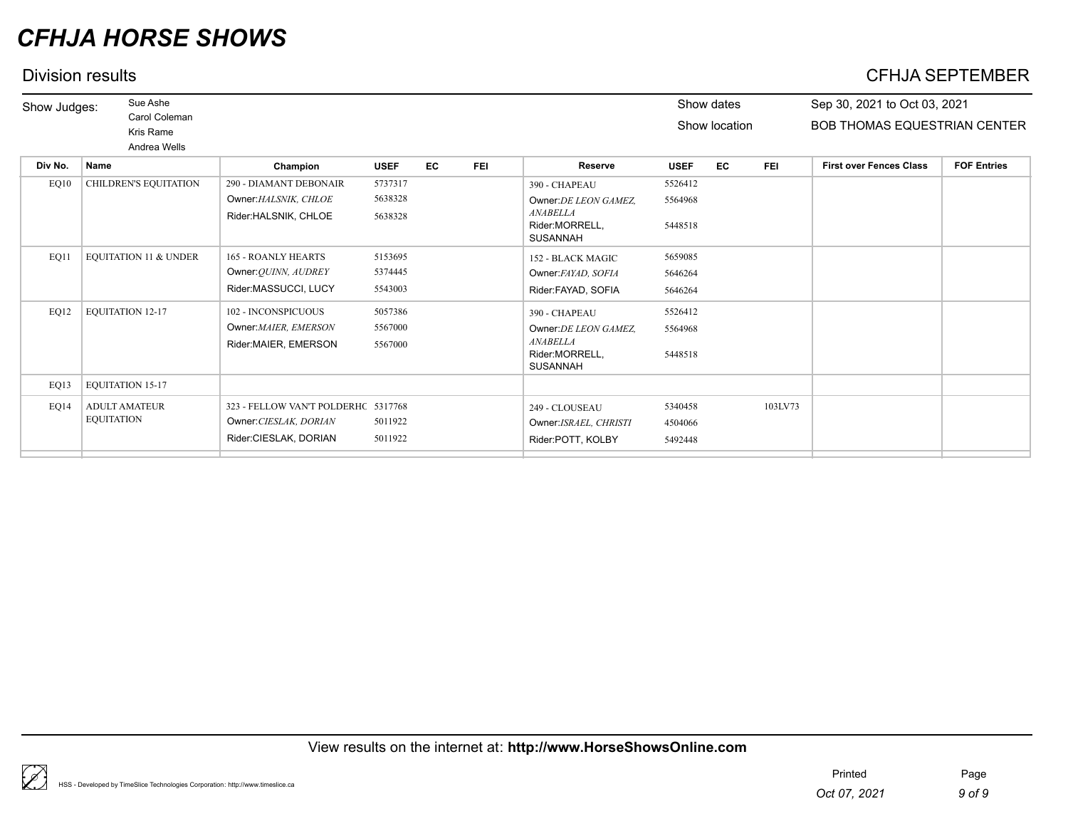# CFHJA HORSE SHOWS

## Division results

CFHJA SEPTEMBER

Show Judges: Sue Ashe, Carol Coleman, Kris Rame, Andrea Wells

Show dates: Sep 30, 2021 to Oct 03, 2021

Show location: BOB THOMAS EQUESTRIAN CENTER

| Div No. | Name | Champion | USEF | EC | FEI | Reserve | USEF | EC | FEI | First over Fences Class | FOF Entries |
|---|---|---|---|---|---|---|---|---|---|---|---|
| EQ10 | CHILDREN'S EQUITATION | 290 - DIAMANT DEBONAIR<br>Owner:*HALSNIK, CHLOE*<br>Rider:HALSNIK, CHLOE | 5737317<br>5638328<br>5638328 | | | 390 - CHAPEAU<br>Owner:*DE LEON GAMEZ, ANABELLA*<br>Rider:MORRELL, SUSANNAH | 5526412<br>5564968<br>5448518 | | | | |
| EQ11 | EQUITATION 11 & UNDER | 165 - ROANLY HEARTS<br>Owner:*QUINN, AUDREY*<br>Rider:MASSUCCI, LUCY | 5153695<br>5374445<br>5543003 | | | 152 - BLACK MAGIC<br>Owner:*FAYAD, SOFIA*<br>Rider:FAYAD, SOFIA | 5659085<br>5646264<br>5646264 | | | | |
| EQ12 | EQUITATION 12-17 | 102 - INCONSPICUOUS<br>Owner:*MAIER, EMERSON*<br>Rider:MAIER, EMERSON | 5057386<br>5567000<br>5567000 | | | 390 - CHAPEAU<br>Owner:*DE LEON GAMEZ, ANABELLA*<br>Rider:MORRELL, SUSANNAH | 5526412<br>5564968<br>5448518 | | | | |
| EQ13 | EQUITATION 15-17 | | | | | | | | | | |
| EQ14 | ADULT AMATEUR EQUITATION | 323 - FELLOW VAN'T POLDERHC<br>Owner:*CIESLAK, DORIAN*<br>Rider:CIESLAK, DORIAN | 5317768<br>5011922<br>5011922 | | | 249 - CLOUSEAU<br>Owner:*ISRAEL, CHRISTI*<br>Rider:POTT, KOLBY | 5340458<br>4504066<br>5492448 | | 103LV73 | | |

View results on the internet at: **http://www.HorseShowsOnline.com**

HSS - Developed by TimeSlice Technologies Corporation: http://www.timeslice.ca

Printed *Oct 07, 2021*